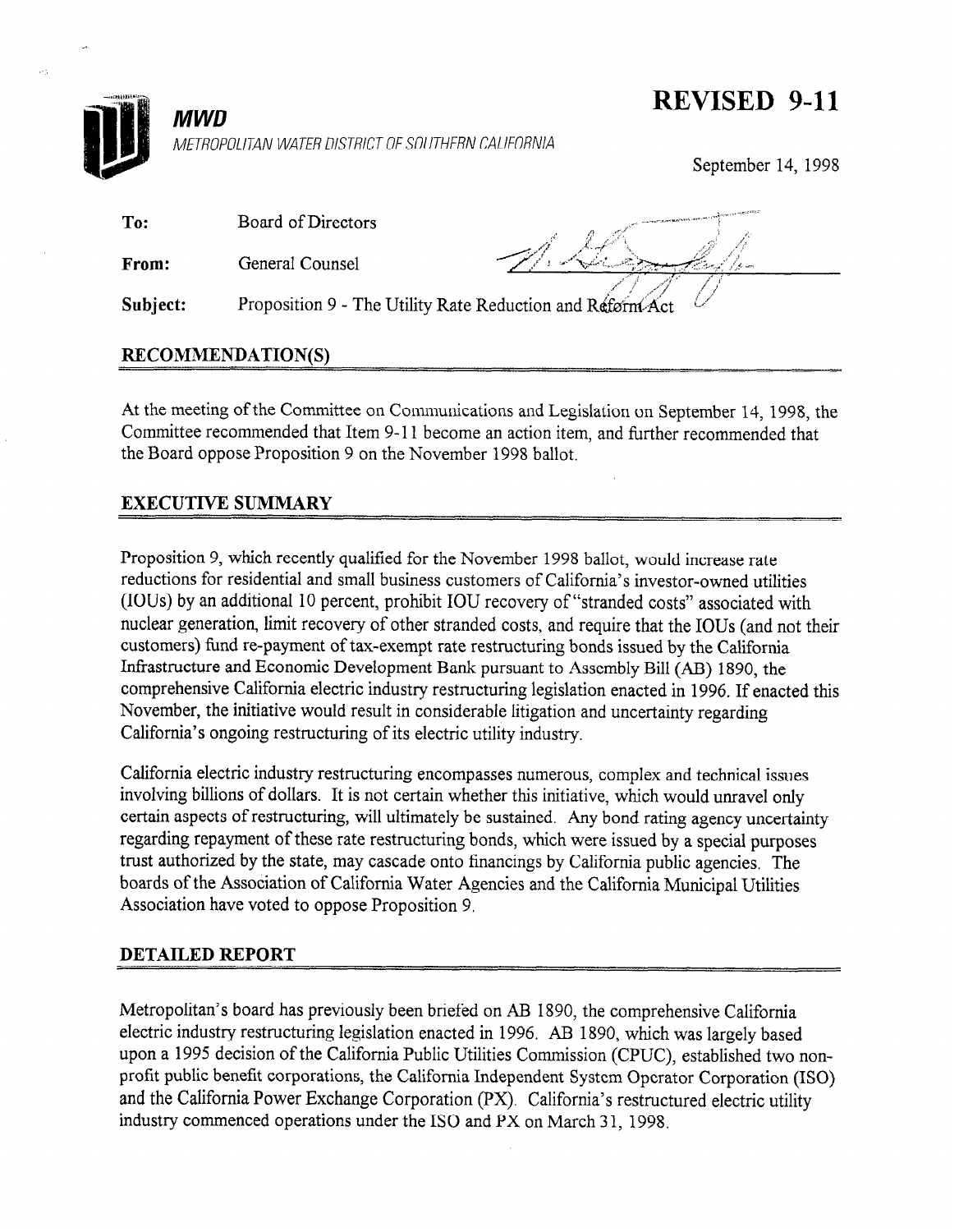**MWD**

METROPOLITAN WATER DISTRICT OF SOUTHERN CALIFORNIA

# REVISED 9-11

September 14, 1998

**To:** Board of Directors

**From:** General Counsel

**Subject:** Proposition 9 - The Utility Rate Reduction and Reform Act

## RECOMMENDATION(S)

At the meeting of the Committee on Communications and Legislation on September 14, 1998, the Committee recommended that Item 9-11 become an action item, and further recommended that the Board oppose Proposition 9 on the November 1998 ballot.

## EXECUTIVE SUMMARY

Proposition 9, which recently qualified for the November 1998 ballot, would increase rate reductions for residential and small business customers of California's investor-owned utilities (IOUs) by an additional 10 percent, prohibit IOU recovery of "stranded costs" associated with nuclear generation, limit recovery of other stranded costs, and require that the IOUs (and not their customers) fund re-payment of tax-exempt rate restructuring bonds issued by the California Infrastructure and Economic Development Bank pursuant to Assembly Bill (AB) 1890, the comprehensive California electric industry restructuring legislation enacted in 1996. If enacted this November, the initiative would result in considerable litigation and uncertainty regarding California's ongoing restructuring of its electric utility industry.

California electric industry restructuring encompasses numerous, complex and technical issues involving billions of dollars. It is not certain whether this initiative, which would unravel only certain aspects of restructuring, will ultimately be sustained. Any bond rating agency uncertainty regarding repayment of these rate restructuring bonds, which were issued by a special purposes trust authorized by the state, may cascade onto financings by California public agencies. The boards of the Association of California Water Agencies and the California Municipal Utilities Association have voted to oppose Proposition 9.

## DETAILED REPORT

Metropolitan's board has previously been briefed on AB 1890, the comprehensive California electric industry restructuring legislation enacted in 1996. AB 1890, which was largely based upon a 1995 decision of the California Public Utilities Commission (CPUC), established two non-profit public benefit corporations, the California Independent System Operator Corporation (ISO) and the California Power Exchange Corporation (PX). California's restructured electric utility industry commenced operations under the ISO and PX on March 31, 1998.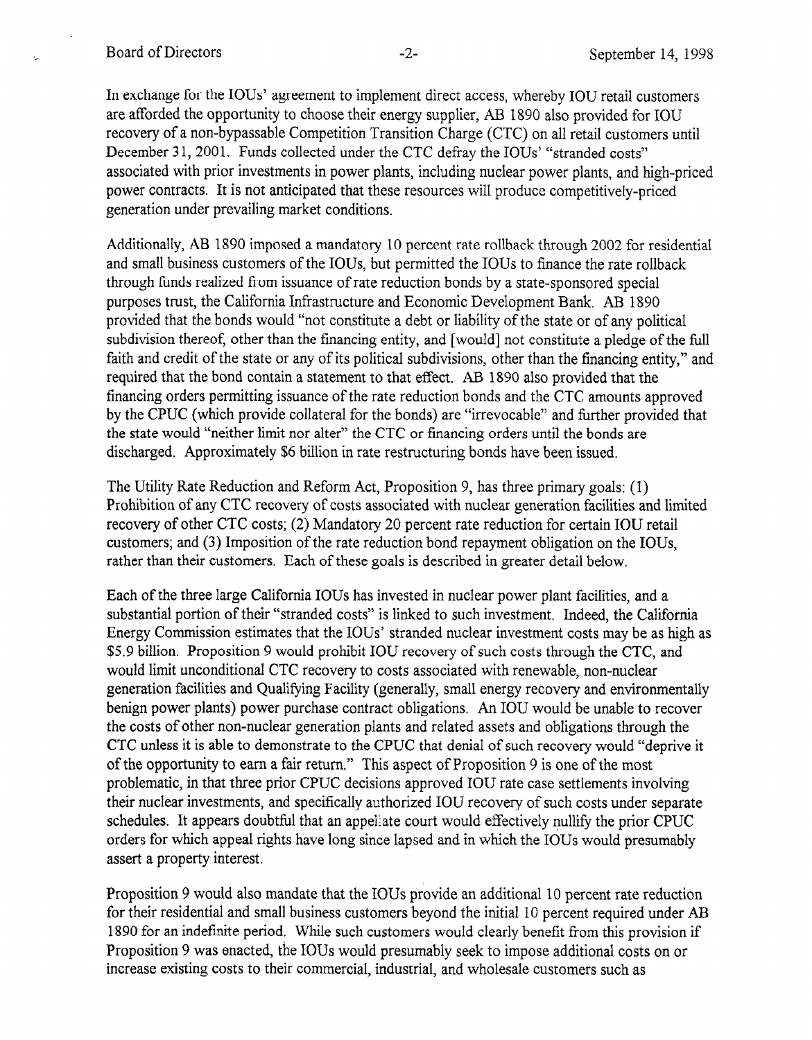In exchange for the IOUs' agreement to implement direct access, whereby IOU retail customers are afforded the opportunity to choose their energy supplier, AB 1890 also provided for IOU recovery of a non-bypassable Competition Transition Charge (CTC) on all retail customers until December 31, 2001. Funds collected under the CTC defray the IOUs' "stranded costs" associated with prior investments in power plants, including nuclear power plants, and high-priced power contracts. It is not anticipated that these resources will produce competitively-priced generation under prevailing market conditions.

Additionally, AB 1890 imposed a mandatory 10 percent rate rollback through 2002 for residential and small business customers of the IOUs, but permitted the IOUs to finance the rate rollback through funds realized from issuance of rate reduction bonds by a state-sponsored special purposes trust, the California Infrastructure and Economic Development Bank. AB 1890 provided that the bonds would "not constitute a debt or liability of the state or of any political subdivision thereof, other than the financing entity, and [would] not constitute a pledge of the full faith and credit of the state or any of its political subdivisions, other than the financing entity," and required that the bond contain a statement to that effect. AB 1890 also provided that the financing orders permitting issuance of the rate reduction bonds and the CTC amounts approved by the CPUC (which provide collateral for the bonds) are "irrevocable" and further provided that the state would "neither limit nor alter" the CTC or financing orders until the bonds are discharged. Approximately $6 billion in rate restructuring bonds have been issued.

The Utility Rate Reduction and Reform Act, Proposition 9, has three primary goals: (1) Prohibition of any CTC recovery of costs associated with nuclear generation facilities and limited recovery of other CTC costs; (2) Mandatory 20 percent rate reduction for certain IOU retail customers; and (3) Imposition of the rate reduction bond repayment obligation on the IOUs, rather than their customers. Each of these goals is described in greater detail below.

Each of the three large California IOUs has invested in nuclear power plant facilities, and a substantial portion of their "stranded costs" is linked to such investment. Indeed, the California Energy Commission estimates that the IOUs' stranded nuclear investment costs may be as high as $5.9 billion. Proposition 9 would prohibit IOU recovery of such costs through the CTC, and would limit unconditional CTC recovery to costs associated with renewable, non-nuclear generation facilities and Qualifying Facility (generally, small energy recovery and environmentally benign power plants) power purchase contract obligations. An IOU would be unable to recover the costs of other non-nuclear generation plants and related assets and obligations through the CTC unless it is able to demonstrate to the CPUC that denial of such recovery would "deprive it of the opportunity to earn a fair return." This aspect of Proposition 9 is one of the most problematic, in that three prior CPUC decisions approved IOU rate case settlements involving their nuclear investments, and specifically authorized IOU recovery of such costs under separate schedules. It appears doubtful that an appellate court would effectively nullify the prior CPUC orders for which appeal rights have long since lapsed and in which the IOUs would presumably assert a property interest.

Proposition 9 would also mandate that the IOUs provide an additional 10 percent rate reduction for their residential and small business customers beyond the initial 10 percent required under AB 1890 for an indefinite period. While such customers would clearly benefit from this provision if Proposition 9 was enacted, the IOUs would presumably seek to impose additional costs on or increase existing costs to their commercial, industrial, and wholesale customers such as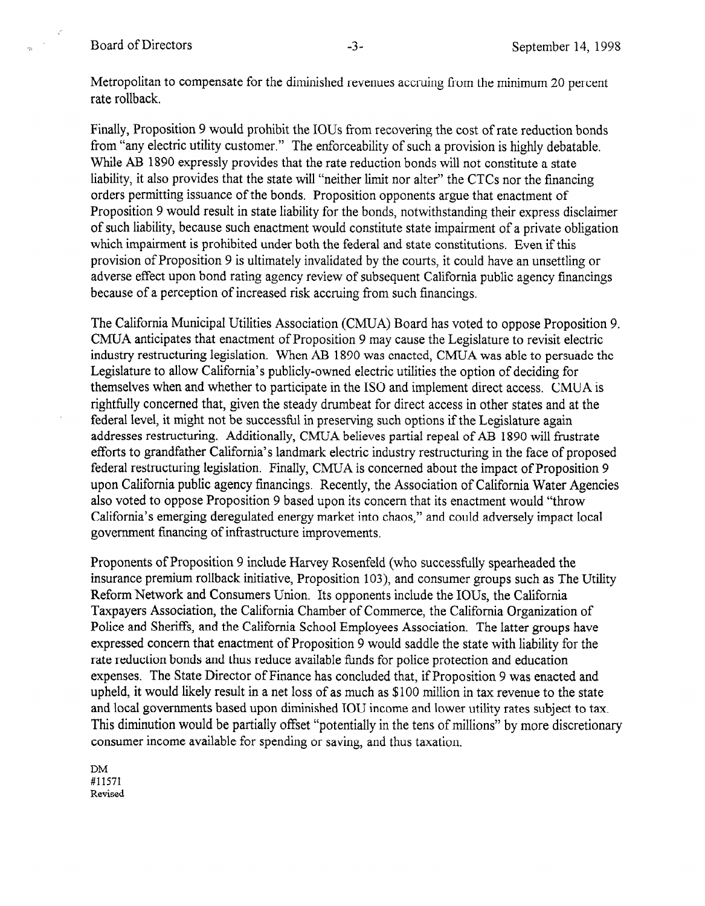Metropolitan to compensate for the diminished revenues accruing from the minimum 20 percent rate rollback.

Finally, Proposition 9 would prohibit the IOUs from recovering the cost of rate reduction bonds from "any electric utility customer." The enforceability of such a provision is highly debatable. While AB 1890 expressly provides that the rate reduction bonds will not constitute a state liability, it also provides that the state will "neither limit nor alter" the CTCs nor the financing orders permitting issuance of the bonds. Proposition opponents argue that enactment of Proposition 9 would result in state liability for the bonds, notwithstanding their express disclaimer of such liability, because such enactment would constitute state impairment of a private obligation which impairment is prohibited under both the federal and state constitutions. Even if this provision of Proposition 9 is ultimately invalidated by the courts, it could have an unsettling or adverse effect upon bond rating agency review of subsequent California public agency financings because of a perception of increased risk accruing from such financings.

The California Municipal Utilities Association (CMUA) Board has voted to oppose Proposition 9. CMUA anticipates that enactment of Proposition 9 may cause the Legislature to revisit electric industry restructuring legislation. When AB 1890 was enacted, CMUA was able to persuade the Legislature to allow California's publicly-owned electric utilities the option of deciding for themselves when and whether to participate in the ISO and implement direct access. CMUA is rightfully concerned that, given the steady drumbeat for direct access in other states and at the federal level, it might not be successful in preserving such options if the Legislature again addresses restructuring. Additionally, CMUA believes partial repeal of AB 1890 will frustrate efforts to grandfather California's landmark electric industry restructuring in the face of proposed federal restructuring legislation. Finally, CMUA is concerned about the impact of Proposition 9 upon California public agency financings. Recently, the Association of California Water Agencies also voted to oppose Proposition 9 based upon its concern that its enactment would "throw California's emerging deregulated energy market into chaos," and could adversely impact local government financing of infrastructure improvements.

Proponents of Proposition 9 include Harvey Rosenfeld (who successfully spearheaded the insurance premium rollback initiative, Proposition 103), and consumer groups such as The Utility Reform Network and Consumers Union. Its opponents include the IOUs, the California Taxpayers Association, the California Chamber of Commerce, the California Organization of Police and Sheriffs, and the California School Employees Association. The latter groups have expressed concern that enactment of Proposition 9 would saddle the state with liability for the rate reduction bonds and thus reduce available funds for police protection and education expenses. The State Director of Finance has concluded that, if Proposition 9 was enacted and upheld, it would likely result in a net loss of as much as $100 million in tax revenue to the state and local governments based upon diminished IOU income and lower utility rates subject to tax. This diminution would be partially offset "potentially in the tens of millions" by more discretionary consumer income available for spending or saving, and thus taxation.

DM
#11571
Revised